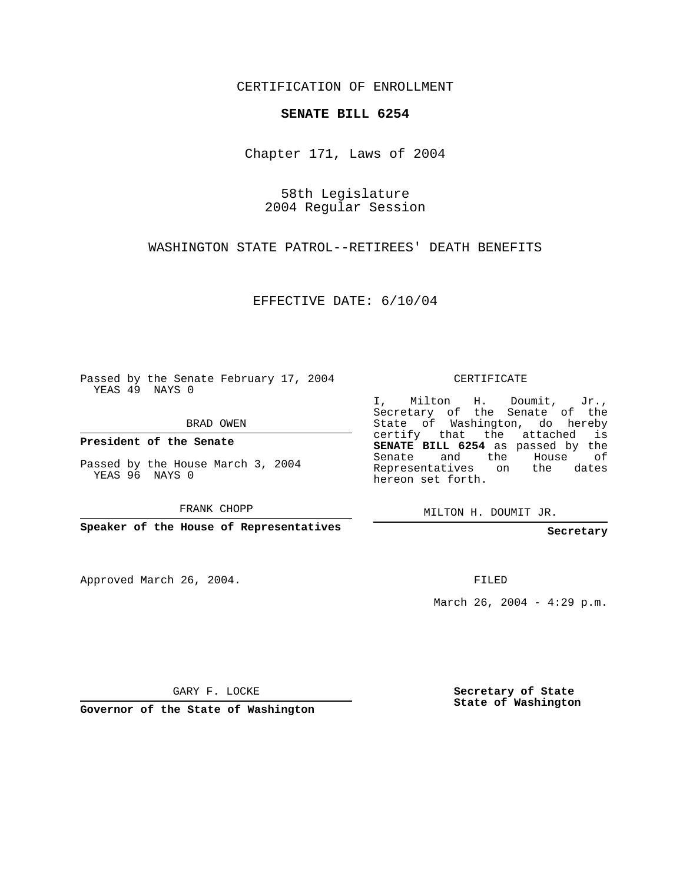CERTIFICATION OF ENROLLMENT

**SENATE BILL 6254**

Chapter 171, Laws of 2004

58th Legislature
2004 Regular Session

WASHINGTON STATE PATROL--RETIREES' DEATH BENEFITS

EFFECTIVE DATE: 6/10/04

Passed by the Senate February 17, 2004
YEAS 49 NAYS 0

BRAD OWEN

**President of the Senate**

Passed by the House March 3, 2004
YEAS 96 NAYS 0

FRANK CHOPP

**Speaker of the House of Representatives**

Approved March 26, 2004.

GARY F. LOCKE

**Governor of the State of Washington**

CERTIFICATE

I, Milton H. Doumit, Jr., Secretary of the Senate of the State of Washington, do hereby certify that the attached is **SENATE BILL 6254** as passed by the Senate and the House of Representatives on the dates hereon set forth.

MILTON H. DOUMIT JR.

**Secretary**

FILED

March 26, 2004 - 4:29 p.m.

**Secretary of State**
**State of Washington**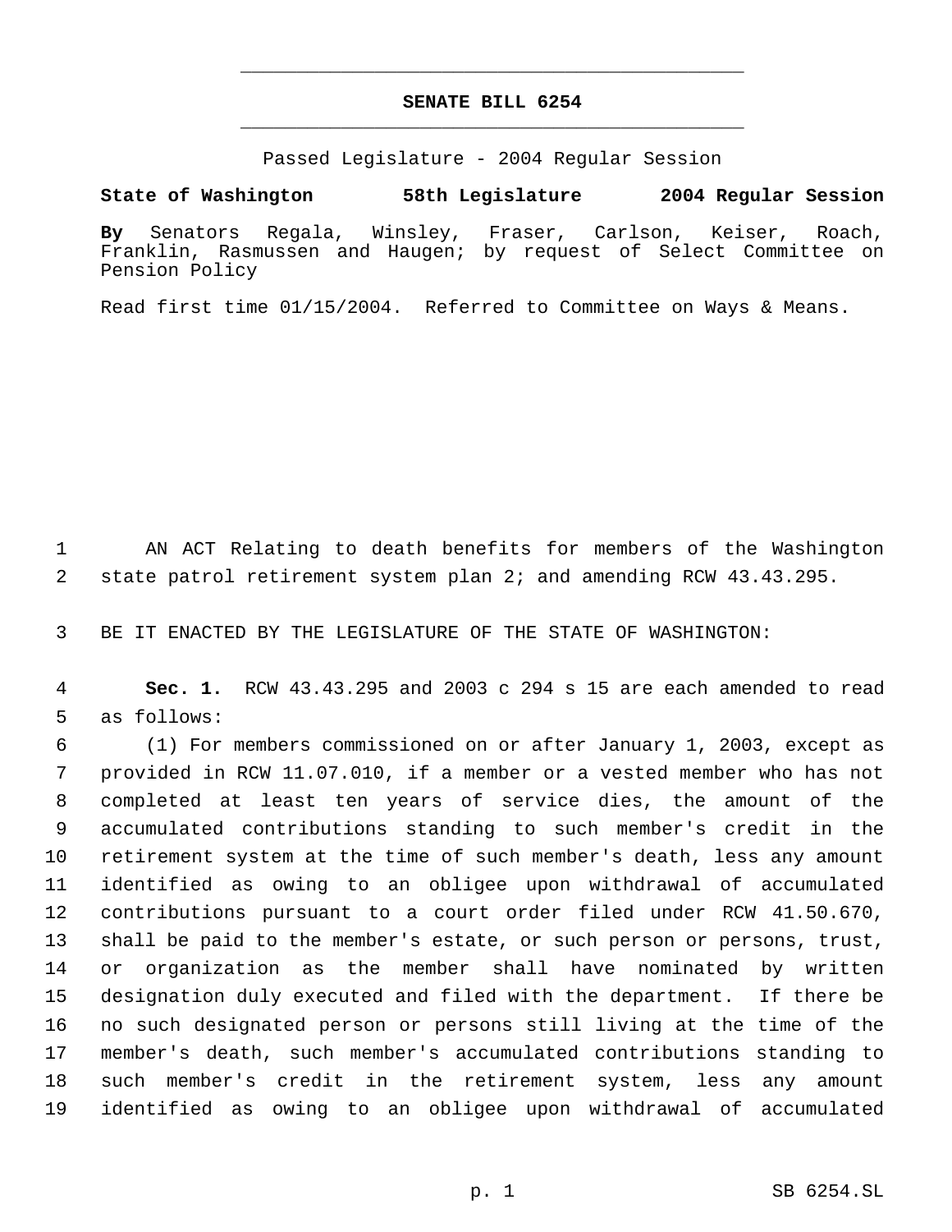# SENATE BILL 6254

Passed Legislature - 2004 Regular Session

**State of Washington 58th Legislature 2004 Regular Session**

**By** Senators Regala, Winsley, Fraser, Carlson, Keiser, Roach, Franklin, Rasmussen and Haugen; by request of Select Committee on Pension Policy

Read first time 01/15/2004. Referred to Committee on Ways & Means.

AN ACT Relating to death benefits for members of the Washington state patrol retirement system plan 2; and amending RCW 43.43.295.

BE IT ENACTED BY THE LEGISLATURE OF THE STATE OF WASHINGTON:

**Sec. 1.** RCW 43.43.295 and 2003 c 294 s 15 are each amended to read as follows:

(1) For members commissioned on or after January 1, 2003, except as provided in RCW 11.07.010, if a member or a vested member who has not completed at least ten years of service dies, the amount of the accumulated contributions standing to such member's credit in the retirement system at the time of such member's death, less any amount identified as owing to an obligee upon withdrawal of accumulated contributions pursuant to a court order filed under RCW 41.50.670, shall be paid to the member's estate, or such person or persons, trust, or organization as the member shall have nominated by written designation duly executed and filed with the department. If there be no such designated person or persons still living at the time of the member's death, such member's accumulated contributions standing to such member's credit in the retirement system, less any amount identified as owing to an obligee upon withdrawal of accumulated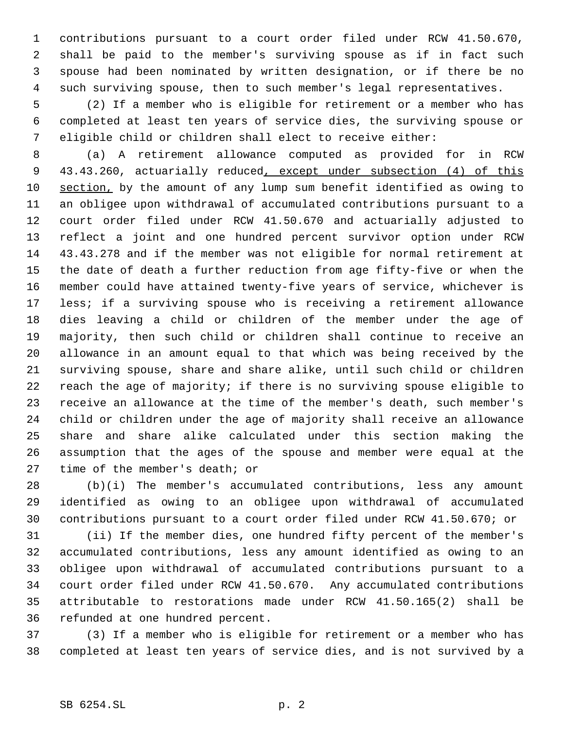contributions pursuant to a court order filed under RCW 41.50.670, shall be paid to the member's surviving spouse as if in fact such spouse had been nominated by written designation, or if there be no such surviving spouse, then to such member's legal representatives.

(2) If a member who is eligible for retirement or a member who has completed at least ten years of service dies, the surviving spouse or eligible child or children shall elect to receive either:

(a) A retirement allowance computed as provided for in RCW 43.43.260, actuarially reduced, except under subsection (4) of this section, by the amount of any lump sum benefit identified as owing to an obligee upon withdrawal of accumulated contributions pursuant to a court order filed under RCW 41.50.670 and actuarially adjusted to reflect a joint and one hundred percent survivor option under RCW 43.43.278 and if the member was not eligible for normal retirement at the date of death a further reduction from age fifty-five or when the member could have attained twenty-five years of service, whichever is less; if a surviving spouse who is receiving a retirement allowance dies leaving a child or children of the member under the age of majority, then such child or children shall continue to receive an allowance in an amount equal to that which was being received by the surviving spouse, share and share alike, until such child or children reach the age of majority; if there is no surviving spouse eligible to receive an allowance at the time of the member's death, such member's child or children under the age of majority shall receive an allowance share and share alike calculated under this section making the assumption that the ages of the spouse and member were equal at the time of the member's death; or

(b)(i) The member's accumulated contributions, less any amount identified as owing to an obligee upon withdrawal of accumulated contributions pursuant to a court order filed under RCW 41.50.670; or

(ii) If the member dies, one hundred fifty percent of the member's accumulated contributions, less any amount identified as owing to an obligee upon withdrawal of accumulated contributions pursuant to a court order filed under RCW 41.50.670. Any accumulated contributions attributable to restorations made under RCW 41.50.165(2) shall be refunded at one hundred percent.

(3) If a member who is eligible for retirement or a member who has completed at least ten years of service dies, and is not survived by a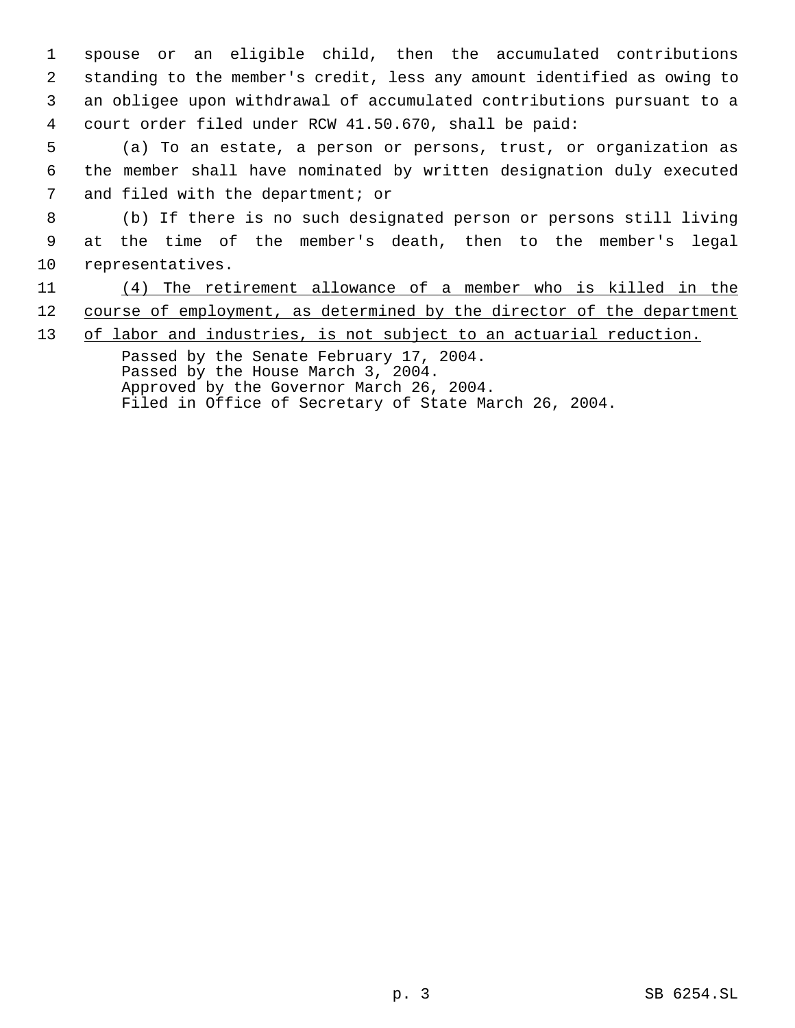spouse or an eligible child, then the accumulated contributions standing to the member's credit, less any amount identified as owing to an obligee upon withdrawal of accumulated contributions pursuant to a court order filed under RCW 41.50.670, shall be paid:

(a) To an estate, a person or persons, trust, or organization as the member shall have nominated by written designation duly executed and filed with the department; or

(b) If there is no such designated person or persons still living at the time of the member's death, then to the member's legal representatives.

<u>(4) The retirement allowance of a member who is killed in the course of employment, as determined by the director of the department of labor and industries, is not subject to an actuarial reduction.</u>

Passed by the Senate February 17, 2004.
Passed by the House March 3, 2004.
Approved by the Governor March 26, 2004.
Filed in Office of Secretary of State March 26, 2004.